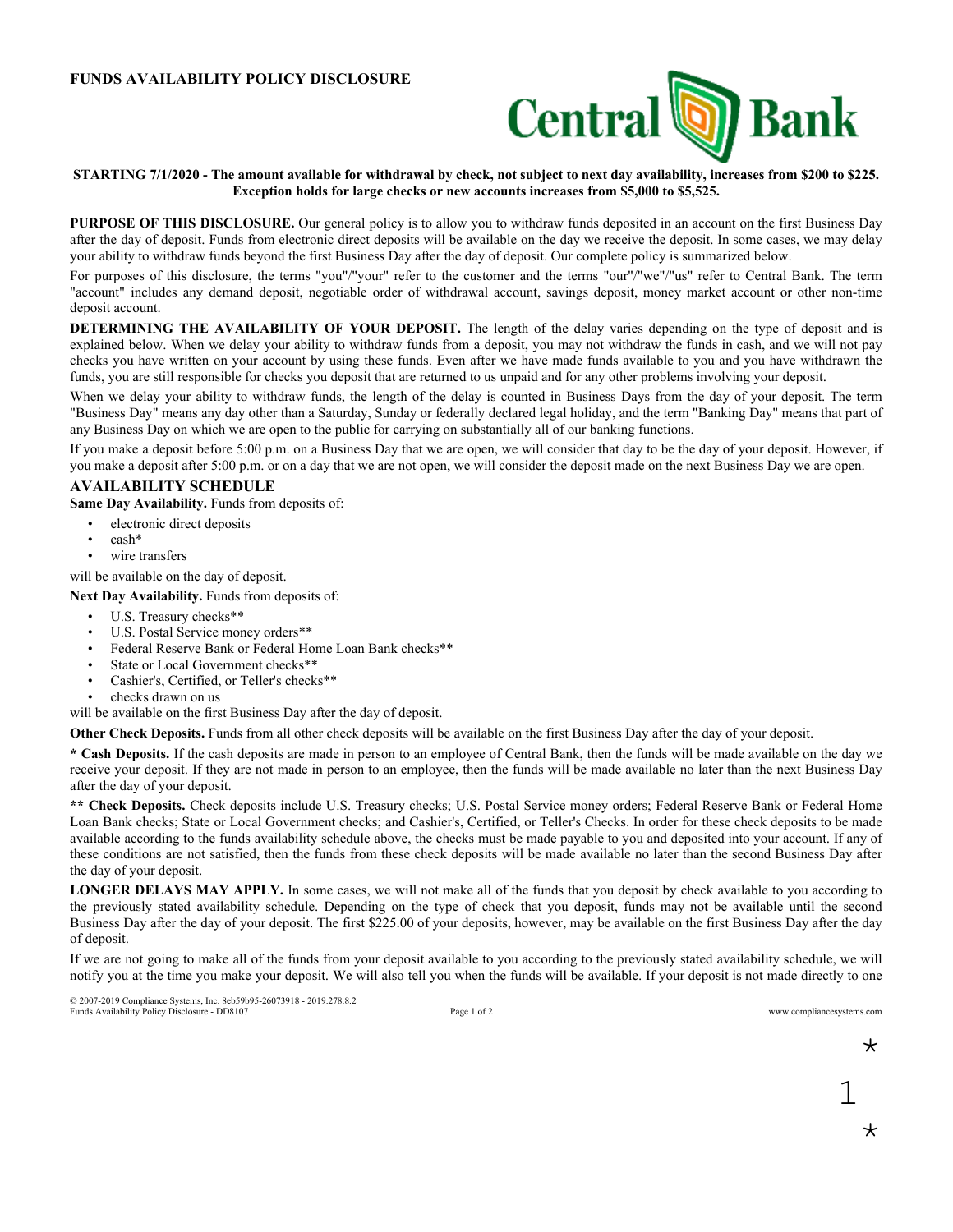# FUNDS AVAILABILITY POLICY DISCLOSURE

Central Bank

**STARTING 7/1/2020 - The amount available for withdrawal by check, not subject to next day availability, increases from $200 to $225. Exception holds for large checks or new accounts increases from $5,000 to $5,525.**

**PURPOSE OF THIS DISCLOSURE.** Our general policy is to allow you to withdraw funds deposited in an account on the first Business Day after the day of deposit. Funds from electronic direct deposits will be available on the day we receive the deposit. In some cases, we may delay your ability to withdraw funds beyond the first Business Day after the day of deposit. Our complete policy is summarized below.

For purposes of this disclosure, the terms "you"/"your" refer to the customer and the terms "our"/"we"/"us" refer to Central Bank. The term "account" includes any demand deposit, negotiable order of withdrawal account, savings deposit, money market account or other non-time deposit account.

**DETERMINING THE AVAILABILITY OF YOUR DEPOSIT.** The length of the delay varies depending on the type of deposit and is explained below. When we delay your ability to withdraw funds from a deposit, you may not withdraw the funds in cash, and we will not pay checks you have written on your account by using these funds. Even after we have made funds available to you and you have withdrawn the funds, you are still responsible for checks you deposit that are returned to us unpaid and for any other problems involving your deposit.

When we delay your ability to withdraw funds, the length of the delay is counted in Business Days from the day of your deposit. The term "Business Day" means any day other than a Saturday, Sunday or federally declared legal holiday, and the term "Banking Day" means that part of any Business Day on which we are open to the public for carrying on substantially all of our banking functions.

If you make a deposit before 5:00 p.m. on a Business Day that we are open, we will consider that day to be the day of your deposit. However, if you make a deposit after 5:00 p.m. or on a day that we are not open, we will consider the deposit made on the next Business Day we are open.

## AVAILABILITY SCHEDULE

**Same Day Availability.** Funds from deposits of:

- electronic direct deposits
- cash*
- wire transfers

will be available on the day of deposit.

**Next Day Availability.** Funds from deposits of:

- U.S. Treasury checks**
- U.S. Postal Service money orders**
- Federal Reserve Bank or Federal Home Loan Bank checks**
- State or Local Government checks**
- Cashier's, Certified, or Teller's checks**
- checks drawn on us

will be available on the first Business Day after the day of deposit.

**Other Check Deposits.** Funds from all other check deposits will be available on the first Business Day after the day of your deposit.

**\* Cash Deposits.** If the cash deposits are made in person to an employee of Central Bank, then the funds will be made available on the day we receive your deposit. If they are not made in person to an employee, then the funds will be made available no later than the next Business Day after the day of your deposit.

**\*\* Check Deposits.** Check deposits include U.S. Treasury checks; U.S. Postal Service money orders; Federal Reserve Bank or Federal Home Loan Bank checks; State or Local Government checks; and Cashier's, Certified, or Teller's Checks. In order for these check deposits to be made available according to the funds availability schedule above, the checks must be made payable to you and deposited into your account. If any of these conditions are not satisfied, then the funds from these check deposits will be made available no later than the second Business Day after the day of your deposit.

**LONGER DELAYS MAY APPLY.** In some cases, we will not make all of the funds that you deposit by check available to you according to the previously stated availability schedule. Depending on the type of check that you deposit, funds may not be available until the second Business Day after the day of your deposit. The first $225.00 of your deposits, however, may be available on the first Business Day after the day of deposit.

If we are not going to make all of the funds from your deposit available to you according to the previously stated availability schedule, we will notify you at the time you make your deposit. We will also tell you when the funds will be available. If your deposit is not made directly to one

© 2007-2019 Compliance Systems, Inc. 8eb59b95-26073918 - 2019.278.8.2
Funds Availability Policy Disclosure - DD8107

www.compliancesystems.com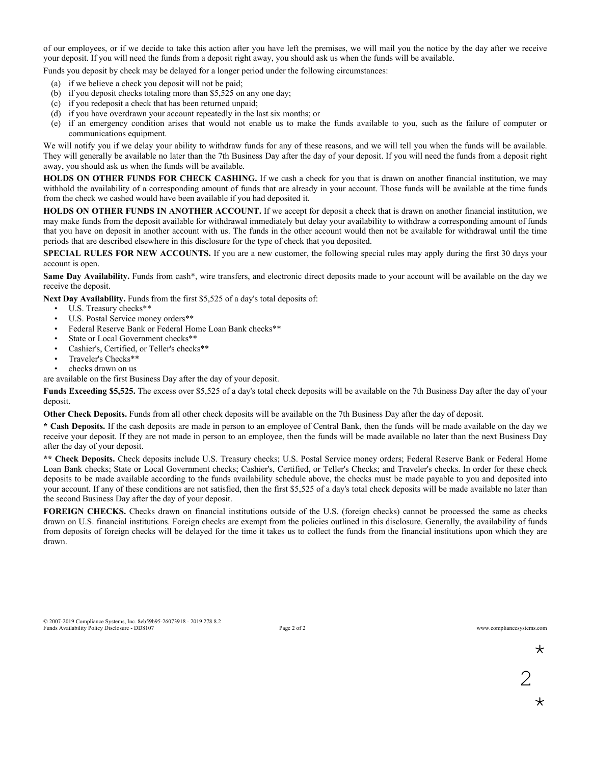of our employees, or if we decide to take this action after you have left the premises, we will mail you the notice by the day after we receive your deposit. If you will need the funds from a deposit right away, you should ask us when the funds will be available.

Funds you deposit by check may be delayed for a longer period under the following circumstances:

(a) if we believe a check you deposit will not be paid;
(b) if you deposit checks totaling more than $5,525 on any one day;
(c) if you redeposit a check that has been returned unpaid;
(d) if you have overdrawn your account repeatedly in the last six months; or
(e) if an emergency condition arises that would not enable us to make the funds available to you, such as the failure of computer or communications equipment.

We will notify you if we delay your ability to withdraw funds for any of these reasons, and we will tell you when the funds will be available. They will generally be available no later than the 7th Business Day after the day of your deposit. If you will need the funds from a deposit right away, you should ask us when the funds will be available.

**HOLDS ON OTHER FUNDS FOR CHECK CASHING.** If we cash a check for you that is drawn on another financial institution, we may withhold the availability of a corresponding amount of funds that are already in your account. Those funds will be available at the time funds from the check we cashed would have been available if you had deposited it.

**HOLDS ON OTHER FUNDS IN ANOTHER ACCOUNT.** If we accept for deposit a check that is drawn on another financial institution, we may make funds from the deposit available for withdrawal immediately but delay your availability to withdraw a corresponding amount of funds that you have on deposit in another account with us. The funds in the other account would then not be available for withdrawal until the time periods that are described elsewhere in this disclosure for the type of check that you deposited.

**SPECIAL RULES FOR NEW ACCOUNTS.** If you are a new customer, the following special rules may apply during the first 30 days your account is open.

**Same Day Availability.** Funds from cash*, wire transfers, and electronic direct deposits made to your account will be available on the day we receive the deposit.

**Next Day Availability.** Funds from the first $5,525 of a day's total deposits of:

- U.S. Treasury checks**
- U.S. Postal Service money orders**
- Federal Reserve Bank or Federal Home Loan Bank checks**
- State or Local Government checks**
- Cashier's, Certified, or Teller's checks**
- Traveler's Checks**
- checks drawn on us

are available on the first Business Day after the day of your deposit.

**Funds Exceeding $5,525.** The excess over $5,525 of a day's total check deposits will be available on the 7th Business Day after the day of your deposit.

**Other Check Deposits.** Funds from all other check deposits will be available on the 7th Business Day after the day of deposit.

**\* Cash Deposits.** If the cash deposits are made in person to an employee of Central Bank, then the funds will be made available on the day we receive your deposit. If they are not made in person to an employee, then the funds will be made available no later than the next Business Day after the day of your deposit.

**\*\* Check Deposits.** Check deposits include U.S. Treasury checks; U.S. Postal Service money orders; Federal Reserve Bank or Federal Home Loan Bank checks; State or Local Government checks; Cashier's, Certified, or Teller's Checks; and Traveler's checks. In order for these check deposits to be made available according to the funds availability schedule above, the checks must be made payable to you and deposited into your account. If any of these conditions are not satisfied, then the first $5,525 of a day's total check deposits will be made available no later than the second Business Day after the day of your deposit.

**FOREIGN CHECKS.** Checks drawn on financial institutions outside of the U.S. (foreign checks) cannot be processed the same as checks drawn on U.S. financial institutions. Foreign checks are exempt from the policies outlined in this disclosure. Generally, the availability of funds from deposits of foreign checks will be delayed for the time it takes us to collect the funds from the financial institutions upon which they are drawn.

© 2007-2019 Compliance Systems, Inc. 8eb59b95-26073918 - 2019.278.8.2
Funds Availability Policy Disclosure - DD8107 www.compliancesystems.com